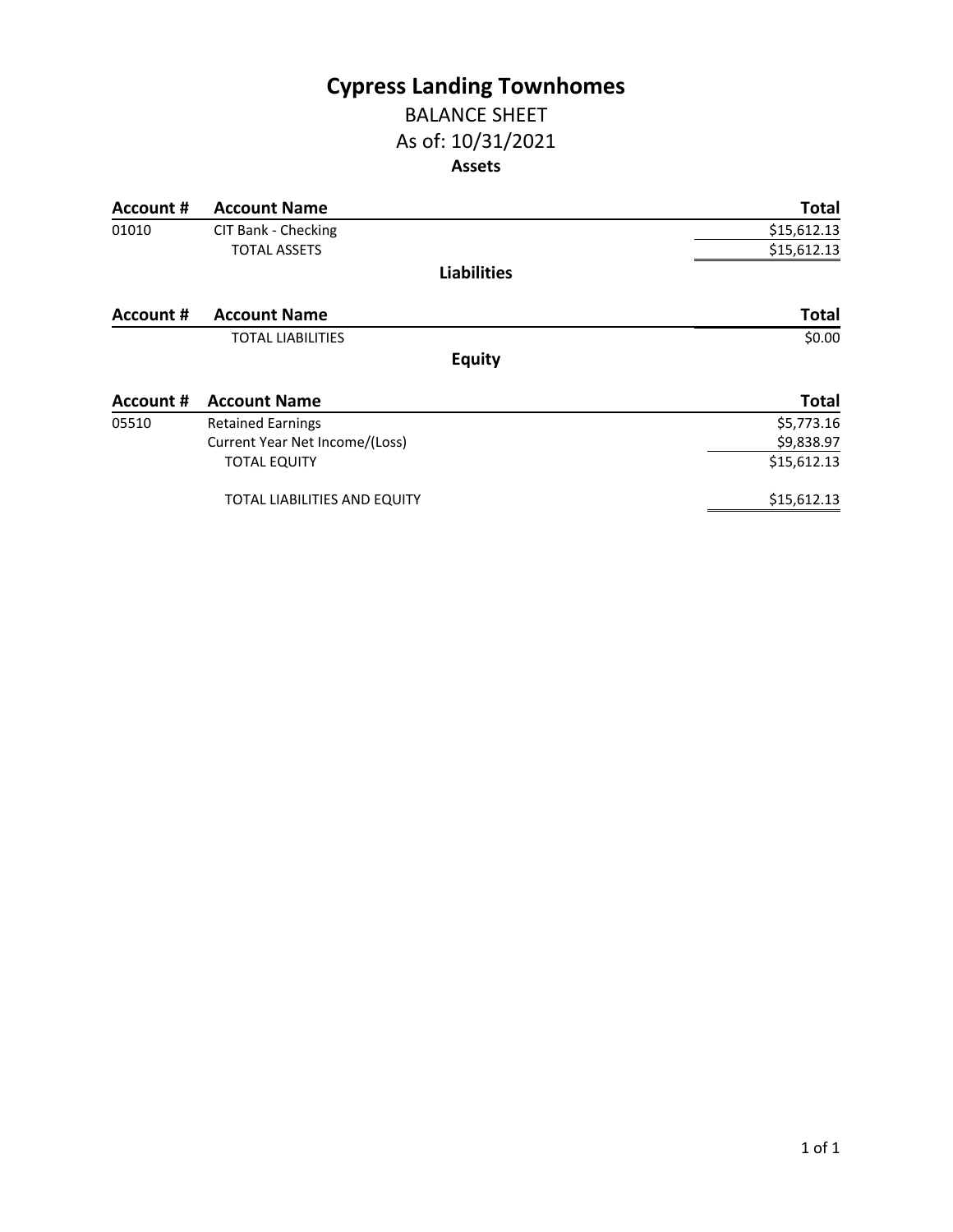# Cypress Landing Townhomes

## BALANCE SHEET

## As of: 10/31/2021

### Assets

| Account # | Account Name | Total |
|---|---|---|
| 01010 | CIT Bank - Checking | $15,612.13 |
| | TOTAL ASSETS | $15,612.13 |

### Liabilities

| Account # | Account Name | Total |
|---|---|---|
| | TOTAL LIABILITIES | $0.00 |

### Equity

| Account # | Account Name | Total |
|---|---|---|
| 05510 | Retained Earnings | $5,773.16 |
| | Current Year Net Income/(Loss) | $9,838.97 |
| | TOTAL EQUITY | $15,612.13 |
| | TOTAL LIABILITIES AND EQUITY | $15,612.13 |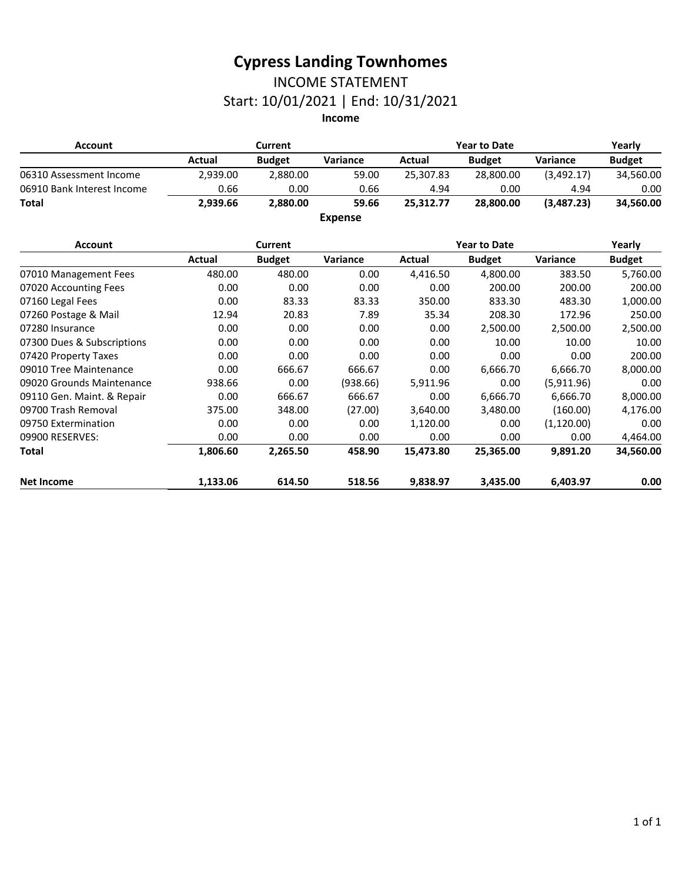# Cypress Landing Townhomes

## INCOME STATEMENT

## Start: 10/01/2021 | End: 10/31/2021

### Income

| Account | Current | | | Year to Date | | | Yearly |
|---|---|---|---|---|---|---|---|
| | Actual | Budget | Variance | Actual | Budget | Variance | Budget |
| 06310 Assessment Income | 2,939.00 | 2,880.00 | 59.00 | 25,307.83 | 28,800.00 | (3,492.17) | 34,560.00 |
| 06910 Bank Interest Income | 0.66 | 0.00 | 0.66 | 4.94 | 0.00 | 4.94 | 0.00 |
| **Total** | **2,939.66** | **2,880.00** | **59.66** | **25,312.77** | **28,800.00** | **(3,487.23)** | **34,560.00** |

### Expense

| Account | Current | | | Year to Date | | | Yearly |
|---|---|---|---|---|---|---|---|
| | Actual | Budget | Variance | Actual | Budget | Variance | Budget |
| 07010 Management Fees | 480.00 | 480.00 | 0.00 | 4,416.50 | 4,800.00 | 383.50 | 5,760.00 |
| 07020 Accounting Fees | 0.00 | 0.00 | 0.00 | 0.00 | 200.00 | 200.00 | 200.00 |
| 07160 Legal Fees | 0.00 | 83.33 | 83.33 | 350.00 | 833.30 | 483.30 | 1,000.00 |
| 07260 Postage & Mail | 12.94 | 20.83 | 7.89 | 35.34 | 208.30 | 172.96 | 250.00 |
| 07280 Insurance | 0.00 | 0.00 | 0.00 | 0.00 | 2,500.00 | 2,500.00 | 2,500.00 |
| 07300 Dues & Subscriptions | 0.00 | 0.00 | 0.00 | 0.00 | 10.00 | 10.00 | 10.00 |
| 07420 Property Taxes | 0.00 | 0.00 | 0.00 | 0.00 | 0.00 | 0.00 | 200.00 |
| 09010 Tree Maintenance | 0.00 | 666.67 | 666.67 | 0.00 | 6,666.70 | 6,666.70 | 8,000.00 |
| 09020 Grounds Maintenance | 938.66 | 0.00 | (938.66) | 5,911.96 | 0.00 | (5,911.96) | 0.00 |
| 09110 Gen. Maint. & Repair | 0.00 | 666.67 | 666.67 | 0.00 | 6,666.70 | 6,666.70 | 8,000.00 |
| 09700 Trash Removal | 375.00 | 348.00 | (27.00) | 3,640.00 | 3,480.00 | (160.00) | 4,176.00 |
| 09750 Extermination | 0.00 | 0.00 | 0.00 | 1,120.00 | 0.00 | (1,120.00) | 0.00 |
| 09900 RESERVES: | 0.00 | 0.00 | 0.00 | 0.00 | 0.00 | 0.00 | 4,464.00 |
| **Total** | **1,806.60** | **2,265.50** | **458.90** | **15,473.80** | **25,365.00** | **9,891.20** | **34,560.00** |
| **Net Income** | **1,133.06** | **614.50** | **518.56** | **9,838.97** | **3,435.00** | **6,403.97** | **0.00** |